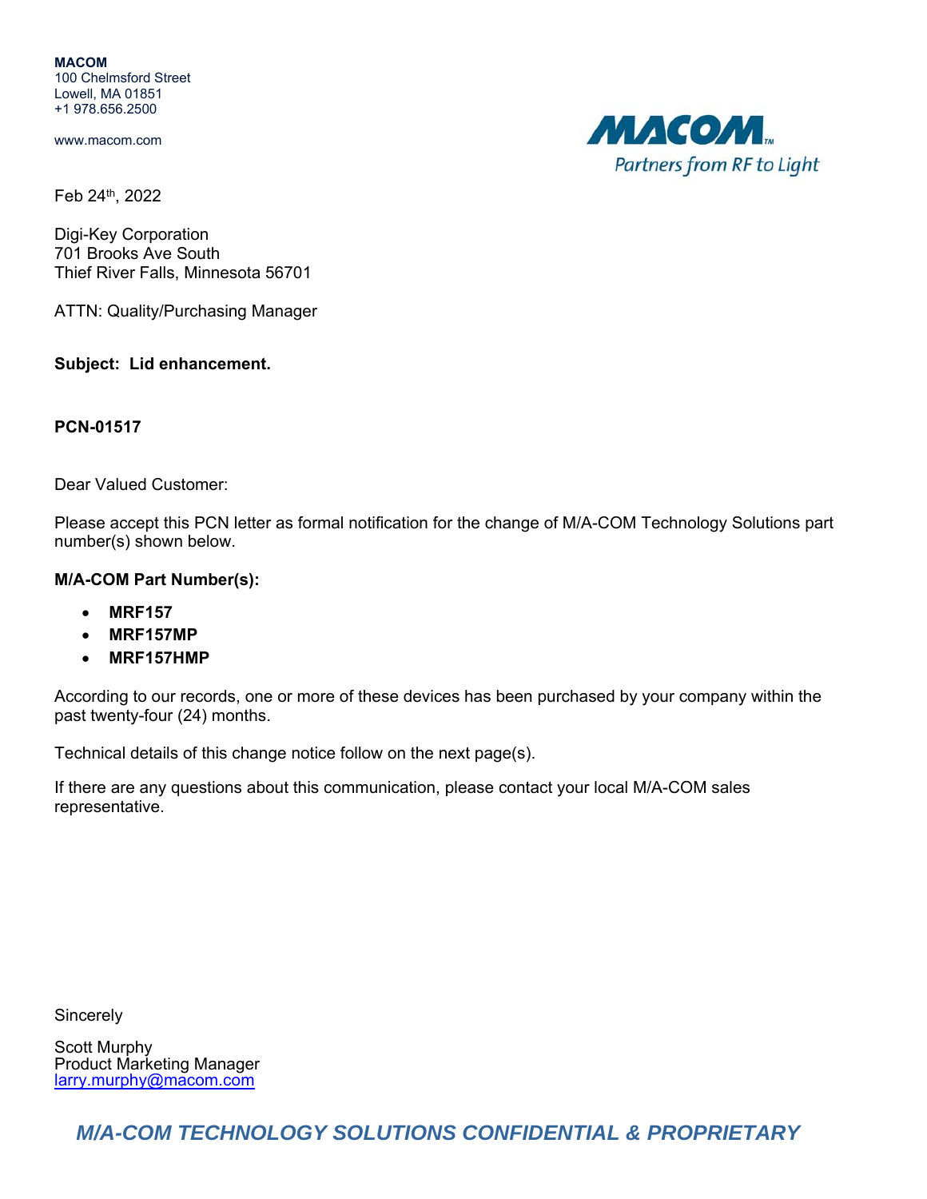**MACOM**
100 Chelmsford Street
Lowell, MA 01851
+1 978.656.2500

www.macom.com

MACOM
Partners from RF to Light

Feb 24th, 2022

Digi-Key Corporation
701 Brooks Ave South
Thief River Falls, Minnesota 56701

ATTN: Quality/Purchasing Manager

**Subject: Lid enhancement.**

**PCN-01517**

Dear Valued Customer:

Please accept this PCN letter as formal notification for the change of M/A-COM Technology Solutions part number(s) shown below.

**M/A-COM Part Number(s):**

- **MRF157**
- **MRF157MP**
- **MRF157HMP**

According to our records, one or more of these devices has been purchased by your company within the past twenty-four (24) months.

Technical details of this change notice follow on the next page(s).

If there are any questions about this communication, please contact your local M/A-COM sales representative.

Sincerely

Scott Murphy
Product Marketing Manager
larry.murphy@macom.com

***M/A-COM TECHNOLOGY SOLUTIONS CONFIDENTIAL & PROPRIETARY***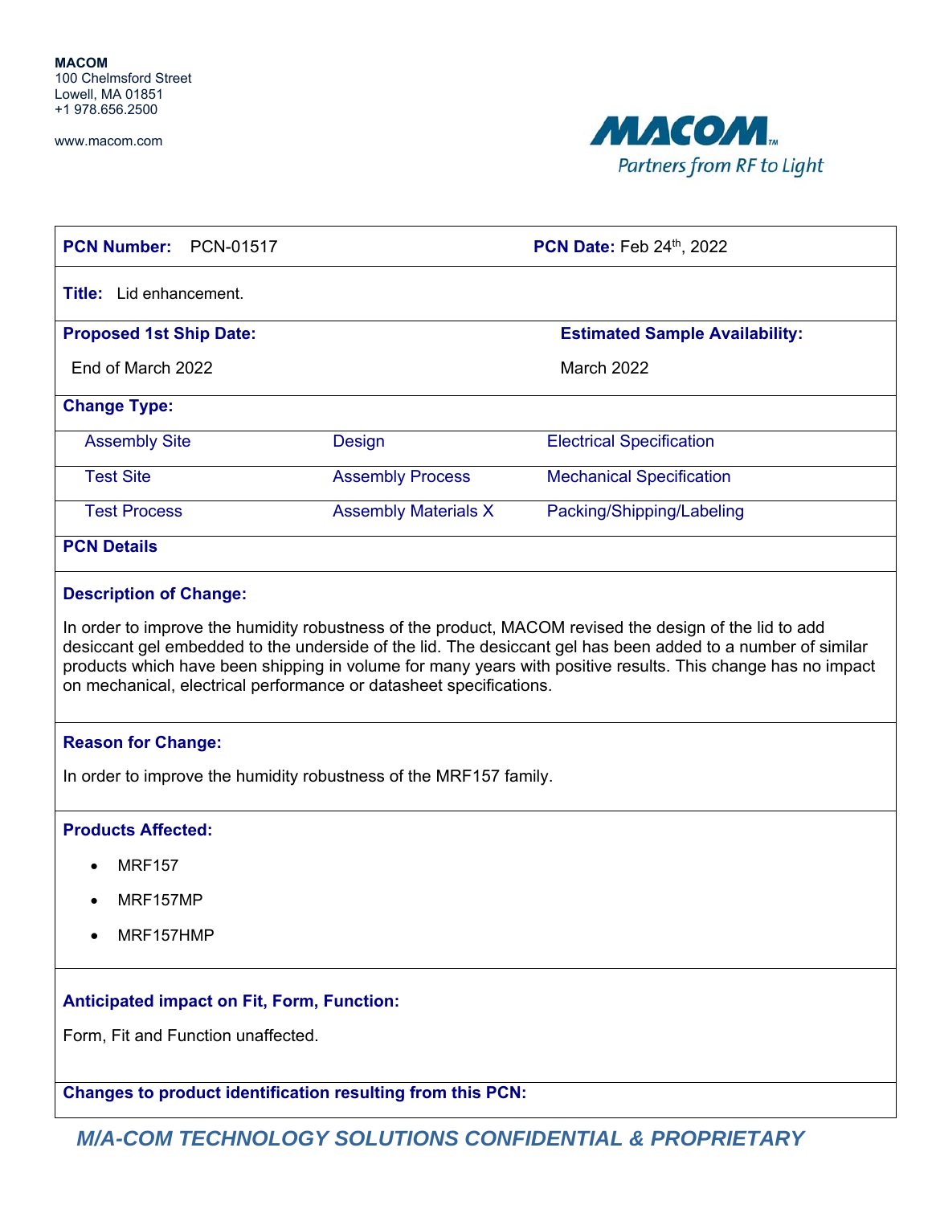**MACOM**
100 Chelmsford Street
Lowell, MA 01851
+1 978.656.2500

www.macom.com

| **PCN Number:** PCN-01517 | | **PCN Date:** Feb 24th, 2022 |
|---|---|---|
| **Title:** Lid enhancement. | | |
| **Proposed 1st Ship Date:** End of March 2022 | | **Estimated Sample Availability:** March 2022 |
| **Change Type:** | | |
| Assembly Site | Design | Electrical Specification |
| Test Site | Assembly Process | Mechanical Specification |
| Test Process | Assembly Materials X | Packing/Shipping/Labeling |

## PCN Details

### Description of Change:

In order to improve the humidity robustness of the product, MACOM revised the design of the lid to add desiccant gel embedded to the underside of the lid. The desiccant gel has been added to a number of similar products which have been shipping in volume for many years with positive results. This change has no impact on mechanical, electrical performance or datasheet specifications.

### Reason for Change:

In order to improve the humidity robustness of the MRF157 family.

### Products Affected:

- MRF157
- MRF157MP
- MRF157HMP

### Anticipated impact on Fit, Form, Function:

Form, Fit and Function unaffected.

### Changes to product identification resulting from this PCN:

*M/A-COM TECHNOLOGY SOLUTIONS CONFIDENTIAL & PROPRIETARY*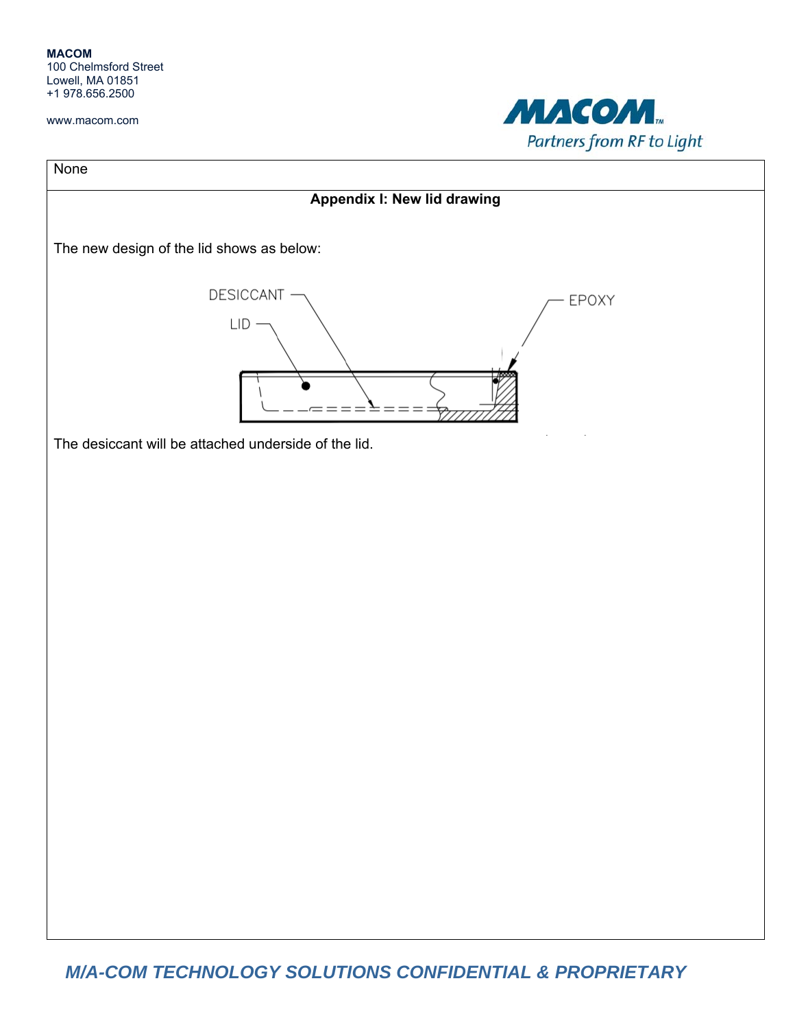None

**Appendix I: New lid drawing**

The new design of the lid shows as below:

DESICCANT

LID

EPOXY

The desiccant will be attached underside of the lid.